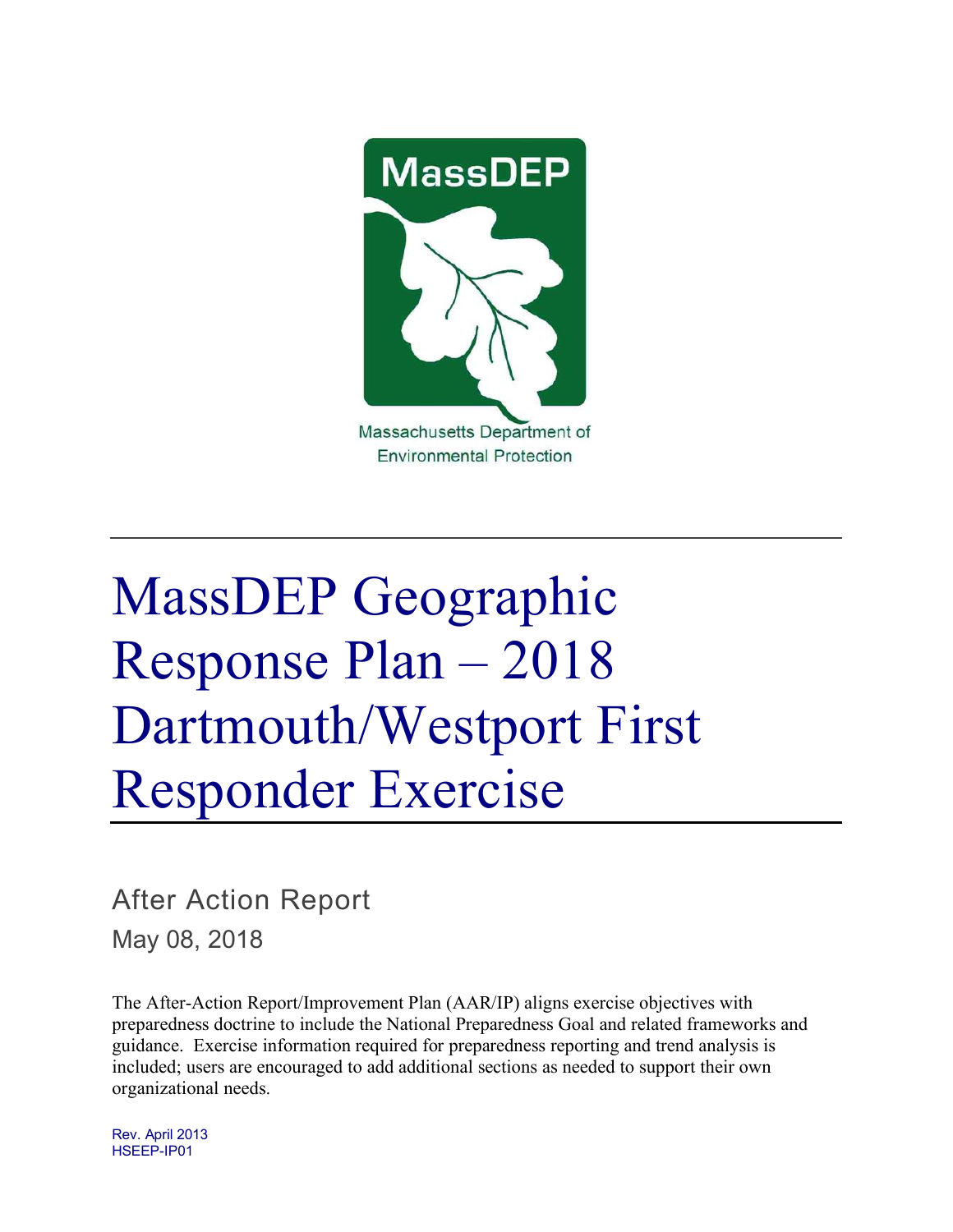MassDEP

Massachusetts Department of Environmental Protection

# MassDEP Geographic Response Plan – 2018 Dartmouth/Westport First Responder Exercise

## After Action Report

May 08, 2018

The After-Action Report/Improvement Plan (AAR/IP) aligns exercise objectives with preparedness doctrine to include the National Preparedness Goal and related frameworks and guidance. Exercise information required for preparedness reporting and trend analysis is included; users are encouraged to add additional sections as needed to support their own organizational needs.

Rev. April 2013
HSEEP-IP01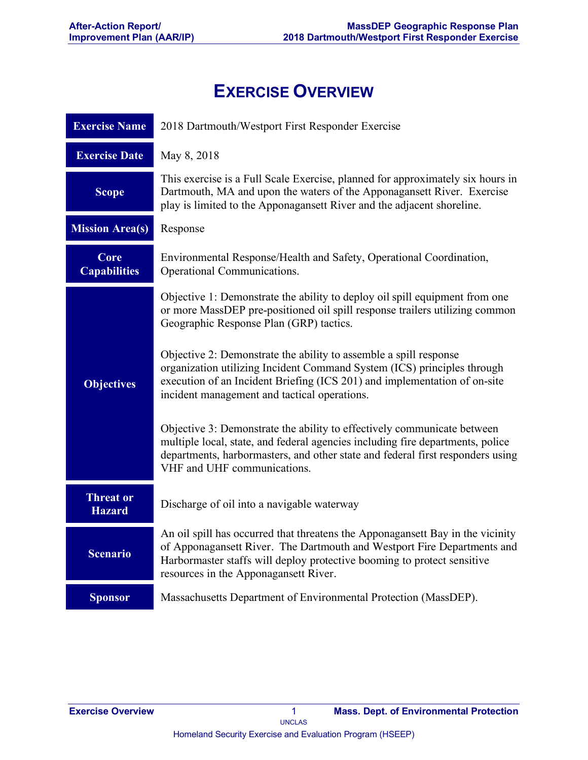# Exercise Overview

| | |
|---|---|
| **Exercise Name** | 2018 Dartmouth/Westport First Responder Exercise |
| **Exercise Date** | May 8, 2018 |
| **Scope** | This exercise is a Full Scale Exercise, planned for approximately six hours in Dartmouth, MA and upon the waters of the Apponagansett River. Exercise play is limited to the Apponagansett River and the adjacent shoreline. |
| **Mission Area(s)** | Response |
| **Core Capabilities** | Environmental Response/Health and Safety, Operational Coordination, Operational Communications. |
| **Objectives** | Objective 1: Demonstrate the ability to deploy oil spill equipment from one or more MassDEP pre-positioned oil spill response trailers utilizing common Geographic Response Plan (GRP) tactics.<br><br>Objective 2: Demonstrate the ability to assemble a spill response organization utilizing Incident Command System (ICS) principles through execution of an Incident Briefing (ICS 201) and implementation of on-site incident management and tactical operations.<br><br>Objective 3: Demonstrate the ability to effectively communicate between multiple local, state, and federal agencies including fire departments, police departments, harbormasters, and other state and federal first responders using VHF and UHF communications. |
| **Threat or Hazard** | Discharge of oil into a navigable waterway |
| **Scenario** | An oil spill has occurred that threatens the Apponagansett Bay in the vicinity of Apponagansett River. The Dartmouth and Westport Fire Departments and Harbormaster staffs will deploy protective booming to protect sensitive resources in the Apponagansett River. |
| **Sponsor** | Massachusetts Department of Environmental Protection (MassDEP). |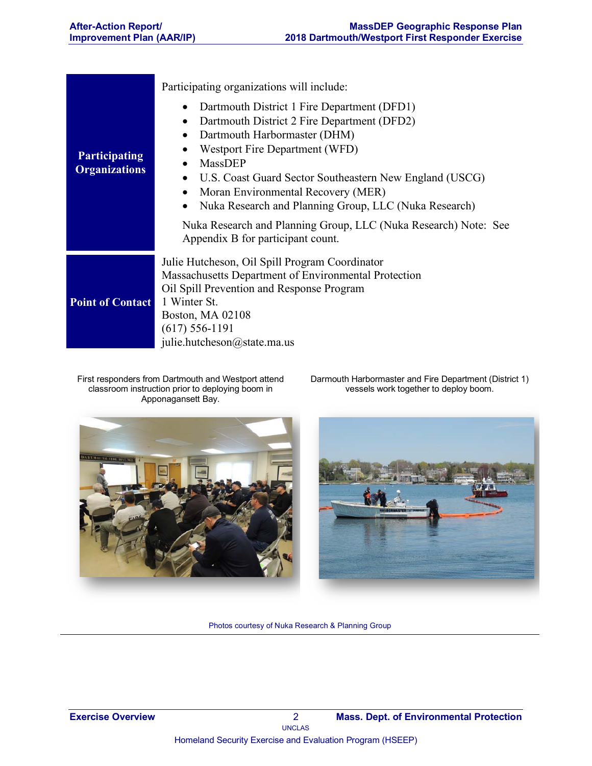| | |
|---|---|
| **Participating Organizations** | Participating organizations will include:<br>• Dartmouth District 1 Fire Department (DFD1)<br>• Dartmouth District 2 Fire Department (DFD2)<br>• Dartmouth Harbormaster (DHM)<br>• Westport Fire Department (WFD)<br>• MassDEP<br>• U.S. Coast Guard Sector Southeastern New England (USCG)<br>• Moran Environmental Recovery (MER)<br>• Nuka Research and Planning Group, LLC (Nuka Research)<br><br>Nuka Research and Planning Group, LLC (Nuka Research) Note: See Appendix B for participant count. |
| **Point of Contact** | Julie Hutcheson, Oil Spill Program Coordinator<br>Massachusetts Department of Environmental Protection<br>Oil Spill Prevention and Response Program<br>1 Winter St.<br>Boston, MA 02108<br>(617) 556-1191<br>julie.hutcheson@state.ma.us |

First responders from Dartmouth and Westport attend classroom instruction prior to deploying boom in Apponagansett Bay.

Darmouth Harbormaster and Fire Department (District 1) vessels work together to deploy boom.

Photos courtesy of Nuka Research & Planning Group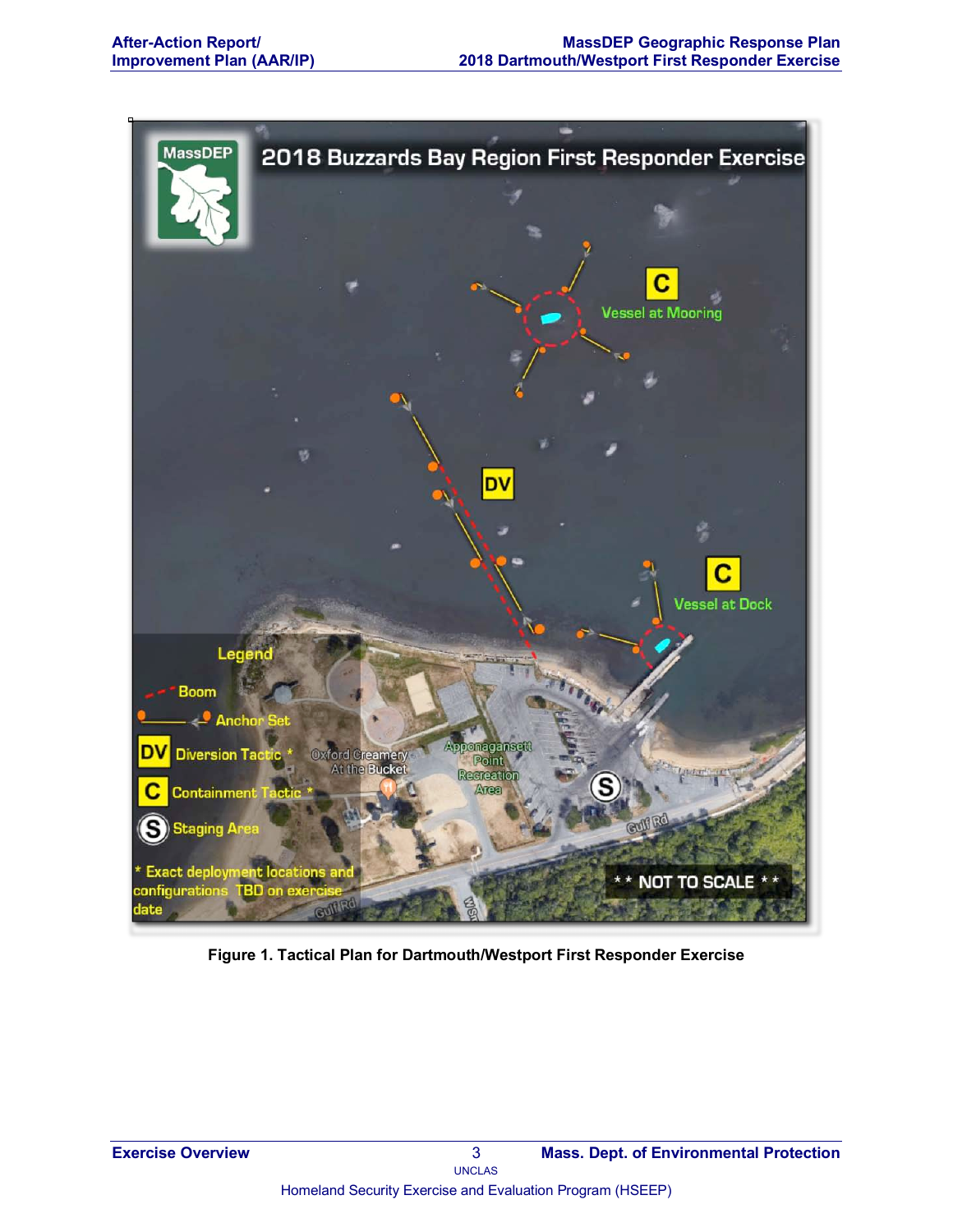**2018 Buzzards Bay Region First Responder Exercise**

MassDEP

C — Vessel at Mooring

DV

C — Vessel at Dock

**Legend**

- Boom
- Anchor Set
- DV — Diversion Tactic *
- C — Containment Tactic *
- S — Staging Area

* Exact deployment locations and configurations TBD on exercise date

Oxford Creamery At the Bucket

Apponagansett Point Recreation Area

Gulf Rd

** NOT TO SCALE **

**Figure 1. Tactical Plan for Dartmouth/Westport First Responder Exercise**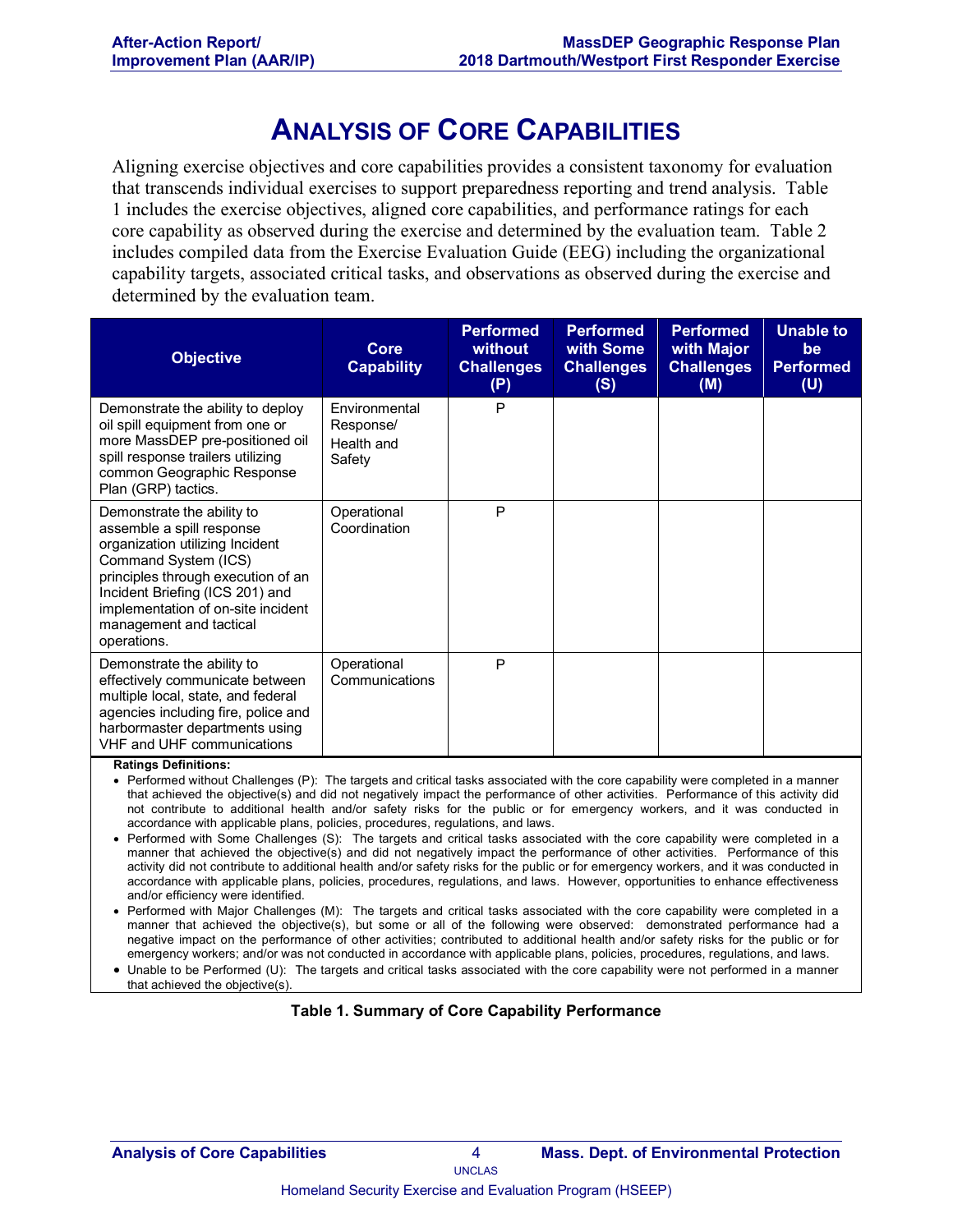# ANALYSIS OF CORE CAPABILITIES

Aligning exercise objectives and core capabilities provides a consistent taxonomy for evaluation that transcends individual exercises to support preparedness reporting and trend analysis. Table 1 includes the exercise objectives, aligned core capabilities, and performance ratings for each core capability as observed during the exercise and determined by the evaluation team. Table 2 includes compiled data from the Exercise Evaluation Guide (EEG) including the organizational capability targets, associated critical tasks, and observations as observed during the exercise and determined by the evaluation team.

| Objective | Core Capability | Performed without Challenges (P) | Performed with Some Challenges (S) | Performed with Major Challenges (M) | Unable to be Performed (U) |
|---|---|---|---|---|---|
| Demonstrate the ability to deploy oil spill equipment from one or more MassDEP pre-positioned oil spill response trailers utilizing common Geographic Response Plan (GRP) tactics. | Environmental Response/ Health and Safety | P | | | |
| Demonstrate the ability to assemble a spill response organization utilizing Incident Command System (ICS) principles through execution of an Incident Briefing (ICS 201) and implementation of on-site incident management and tactical operations. | Operational Coordination | P | | | |
| Demonstrate the ability to effectively communicate between multiple local, state, and federal agencies including fire, police and harbormaster departments using VHF and UHF communications | Operational Communications | P | | | |

**Ratings Definitions:**

- Performed without Challenges (P): The targets and critical tasks associated with the core capability were completed in a manner that achieved the objective(s) and did not negatively impact the performance of other activities. Performance of this activity did not contribute to additional health and/or safety risks for the public or for emergency workers, and it was conducted in accordance with applicable plans, policies, procedures, regulations, and laws.
- Performed with Some Challenges (S): The targets and critical tasks associated with the core capability were completed in a manner that achieved the objective(s) and did not negatively impact the performance of other activities. Performance of this activity did not contribute to additional health and/or safety risks for the public or for emergency workers, and it was conducted in accordance with applicable plans, policies, procedures, regulations, and laws. However, opportunities to enhance effectiveness and/or efficiency were identified.
- Performed with Major Challenges (M): The targets and critical tasks associated with the core capability were completed in a manner that achieved the objective(s), but some or all of the following were observed: demonstrated performance had a negative impact on the performance of other activities; contributed to additional health and/or safety risks for the public or for emergency workers; and/or was not conducted in accordance with applicable plans, policies, procedures, regulations, and laws.
- Unable to be Performed (U): The targets and critical tasks associated with the core capability were not performed in a manner that achieved the objective(s).

**Table 1. Summary of Core Capability Performance**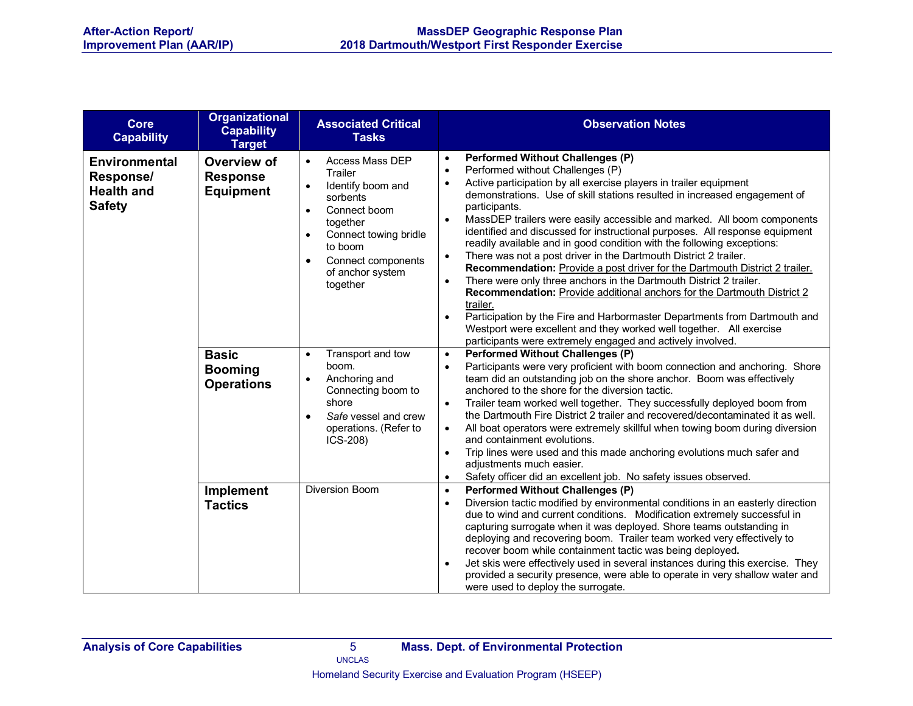| Core Capability | Organizational Capability Target | Associated Critical Tasks | Observation Notes |
|---|---|---|---|
| **Environmental Response/ Health and Safety** | **Overview of Response Equipment** | • Access Mass DEP Trailer<br>• Identify boom and sorbents<br>• Connect boom together<br>• Connect towing bridle to boom<br>• Connect components of anchor system together | • **Performed Without Challenges (P)**<br>• Performed without Challenges (P)<br>• Active participation by all exercise players in trailer equipment demonstrations. Use of skill stations resulted in increased engagement of participants.<br>• MassDEP trailers were easily accessible and marked. All boom components identified and discussed for instructional purposes. All response equipment readily available and in good condition with the following exceptions:<br>• There was not a post driver in the Dartmouth District 2 trailer. **Recommendation:** Provide a post driver for the Dartmouth District 2 trailer.<br>• There were only three anchors in the Dartmouth District 2 trailer. **Recommendation:** Provide additional anchors for the Dartmouth District 2 trailer.<br>• Participation by the Fire and Harbormaster Departments from Dartmouth and Westport were excellent and they worked well together. All exercise participants were extremely engaged and actively involved. |
| | **Basic Booming Operations** | • Transport and tow boom.<br>• Anchoring and Connecting boom to shore<br>• *Safe* vessel and crew operations. (Refer to ICS-208) | • **Performed Without Challenges (P)**<br>• Participants were very proficient with boom connection and anchoring. Shore team did an outstanding job on the shore anchor. Boom was effectively anchored to the shore for the diversion tactic.<br>• Trailer team worked well together. They successfully deployed boom from the Dartmouth Fire District 2 trailer and recovered/decontaminated it as well.<br>• All boat operators were extremely skillful when towing boom during diversion and containment evolutions.<br>• Trip lines were used and this made anchoring evolutions much safer and adjustments much easier.<br>• Safety officer did an excellent job. No safety issues observed. |
| | **Implement Tactics** | Diversion Boom | • **Performed Without Challenges (P)**<br>• Diversion tactic modified by environmental conditions in an easterly direction due to wind and current conditions. Modification extremely successful in capturing surrogate when it was deployed. Shore teams outstanding in deploying and recovering boom. Trailer team worked very effectively to recover boom while containment tactic was being deployed.<br>• Jet skis were effectively used in several instances during this exercise. They provided a security presence, were able to operate in very shallow water and were used to deploy the surrogate. |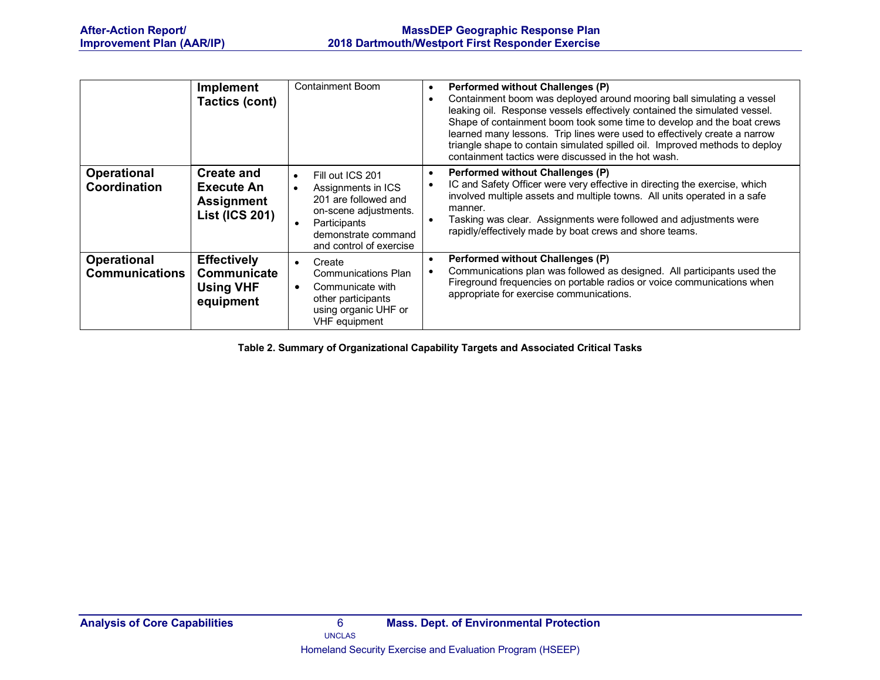| | | | |
|---|---|---|---|
| | **Implement Tactics (cont)** | Containment Boom | • **Performed without Challenges (P)**<br>• Containment boom was deployed around mooring ball simulating a vessel leaking oil. Response vessels effectively contained the simulated vessel. Shape of containment boom took some time to develop and the boat crews learned many lessons. Trip lines were used to effectively create a narrow triangle shape to contain simulated spilled oil. Improved methods to deploy containment tactics were discussed in the hot wash. |
| **Operational Coordination** | **Create and Execute An Assignment List (ICS 201)** | • Fill out ICS 201<br>• Assignments in ICS 201 are followed and on-scene adjustments.<br>• Participants demonstrate command and control of exercise | • **Performed without Challenges (P)**<br>• IC and Safety Officer were very effective in directing the exercise, which involved multiple assets and multiple towns. All units operated in a safe manner.<br>• Tasking was clear. Assignments were followed and adjustments were rapidly/effectively made by boat crews and shore teams. |
| **Operational Communications** | **Effectively Communicate Using VHF equipment** | • Create Communications Plan<br>• Communicate with other participants using organic UHF or VHF equipment | • **Performed without Challenges (P)**<br>• Communications plan was followed as designed. All participants used the Fireground frequencies on portable radios or voice communications when appropriate for exercise communications. |

**Table 2. Summary of Organizational Capability Targets and Associated Critical Tasks**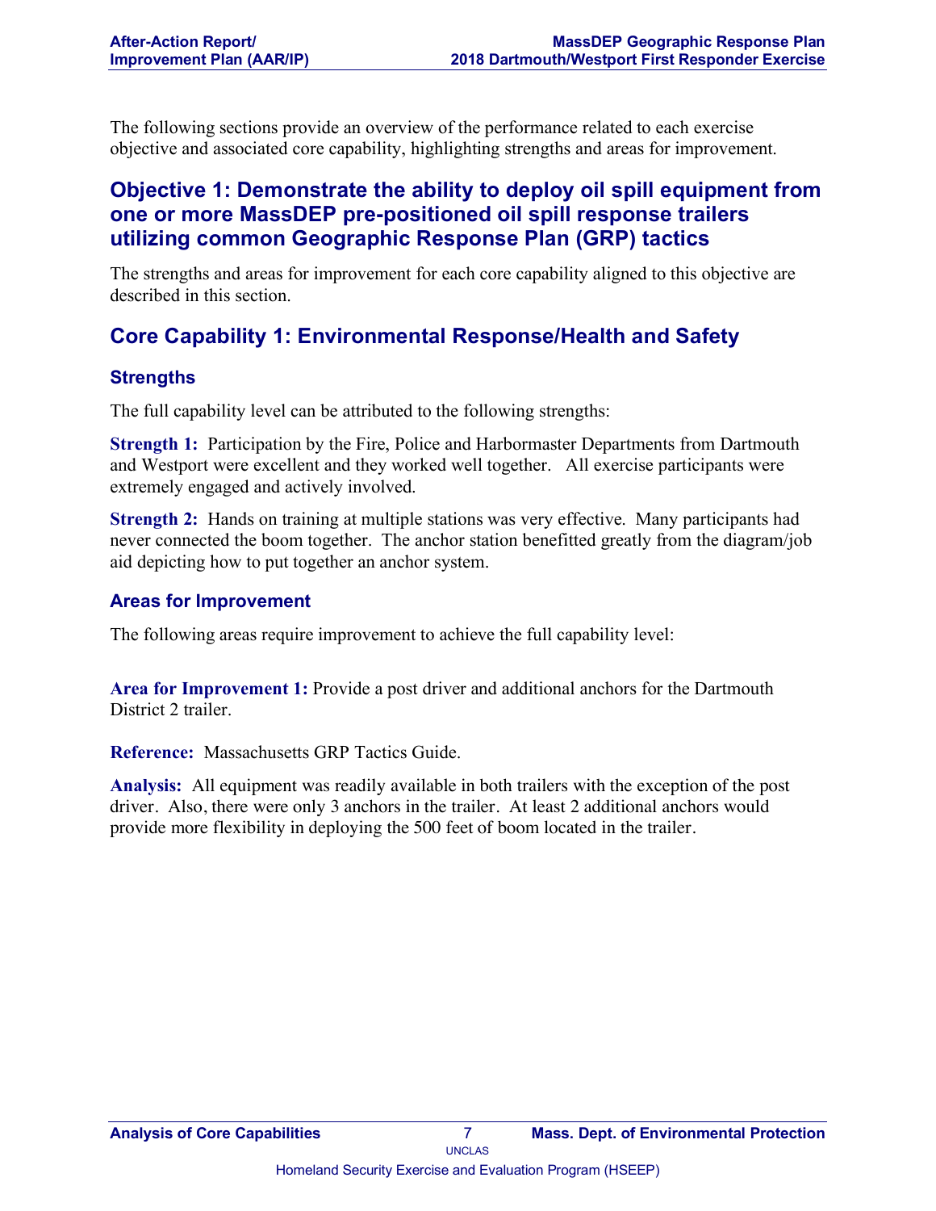The following sections provide an overview of the performance related to each exercise objective and associated core capability, highlighting strengths and areas for improvement.

## Objective 1: Demonstrate the ability to deploy oil spill equipment from one or more MassDEP pre-positioned oil spill response trailers utilizing common Geographic Response Plan (GRP) tactics

The strengths and areas for improvement for each core capability aligned to this objective are described in this section.

## Core Capability 1: Environmental Response/Health and Safety

### Strengths

The full capability level can be attributed to the following strengths:

**Strength 1:** Participation by the Fire, Police and Harbormaster Departments from Dartmouth and Westport were excellent and they worked well together. All exercise participants were extremely engaged and actively involved.

**Strength 2:** Hands on training at multiple stations was very effective. Many participants had never connected the boom together. The anchor station benefitted greatly from the diagram/job aid depicting how to put together an anchor system.

### Areas for Improvement

The following areas require improvement to achieve the full capability level:

**Area for Improvement 1:** Provide a post driver and additional anchors for the Dartmouth District 2 trailer.

**Reference:** Massachusetts GRP Tactics Guide.

**Analysis:** All equipment was readily available in both trailers with the exception of the post driver. Also, there were only 3 anchors in the trailer. At least 2 additional anchors would provide more flexibility in deploying the 500 feet of boom located in the trailer.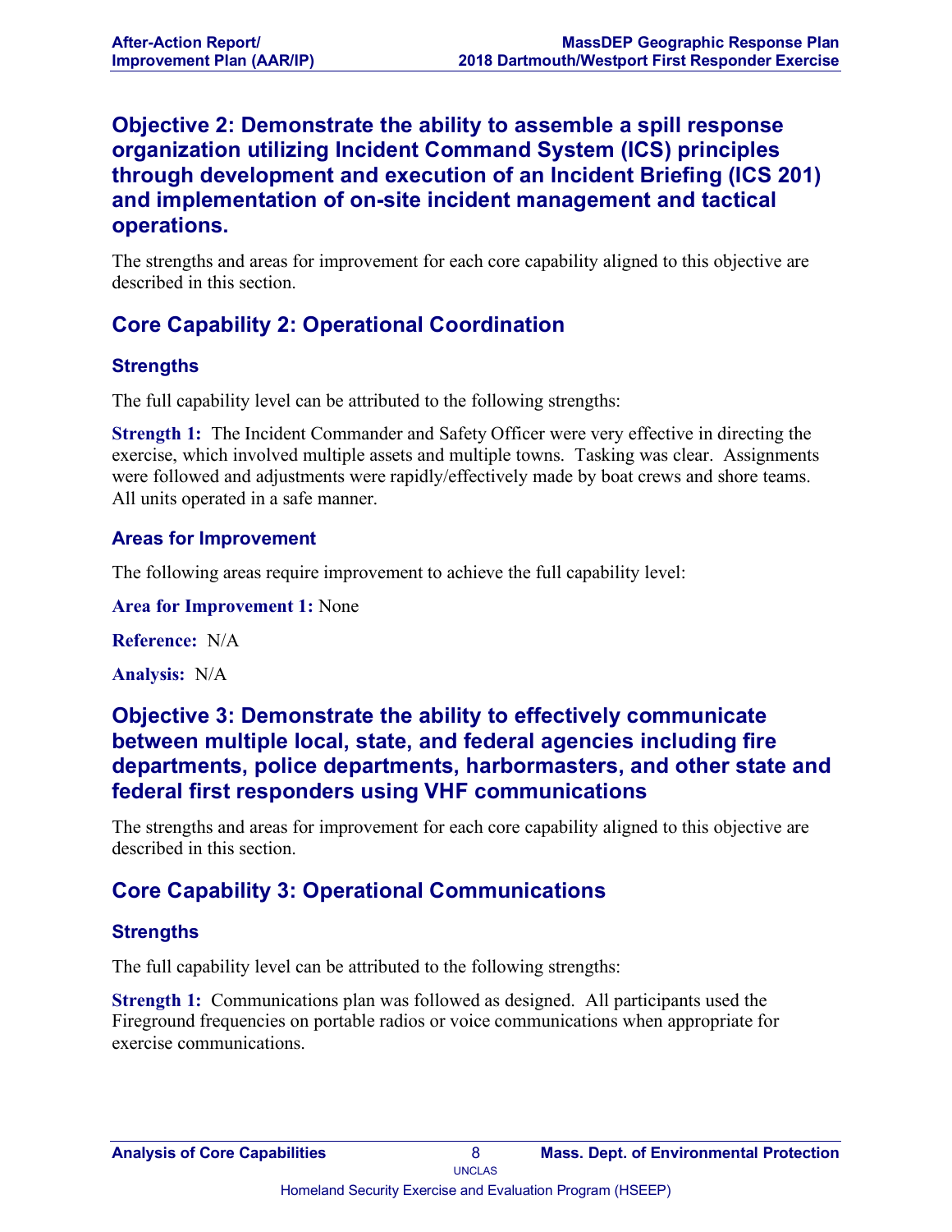## Objective 2: Demonstrate the ability to assemble a spill response organization utilizing Incident Command System (ICS) principles through development and execution of an Incident Briefing (ICS 201) and implementation of on-site incident management and tactical operations.

The strengths and areas for improvement for each core capability aligned to this objective are described in this section.

## Core Capability 2: Operational Coordination

### Strengths

The full capability level can be attributed to the following strengths:

**Strength 1:** The Incident Commander and Safety Officer were very effective in directing the exercise, which involved multiple assets and multiple towns. Tasking was clear. Assignments were followed and adjustments were rapidly/effectively made by boat crews and shore teams. All units operated in a safe manner.

### Areas for Improvement

The following areas require improvement to achieve the full capability level:

**Area for Improvement 1:** None

**Reference:** N/A

**Analysis:** N/A

## Objective 3: Demonstrate the ability to effectively communicate between multiple local, state, and federal agencies including fire departments, police departments, harbormasters, and other state and federal first responders using VHF communications

The strengths and areas for improvement for each core capability aligned to this objective are described in this section.

## Core Capability 3: Operational Communications

### Strengths

The full capability level can be attributed to the following strengths:

**Strength 1:** Communications plan was followed as designed. All participants used the Fireground frequencies on portable radios or voice communications when appropriate for exercise communications.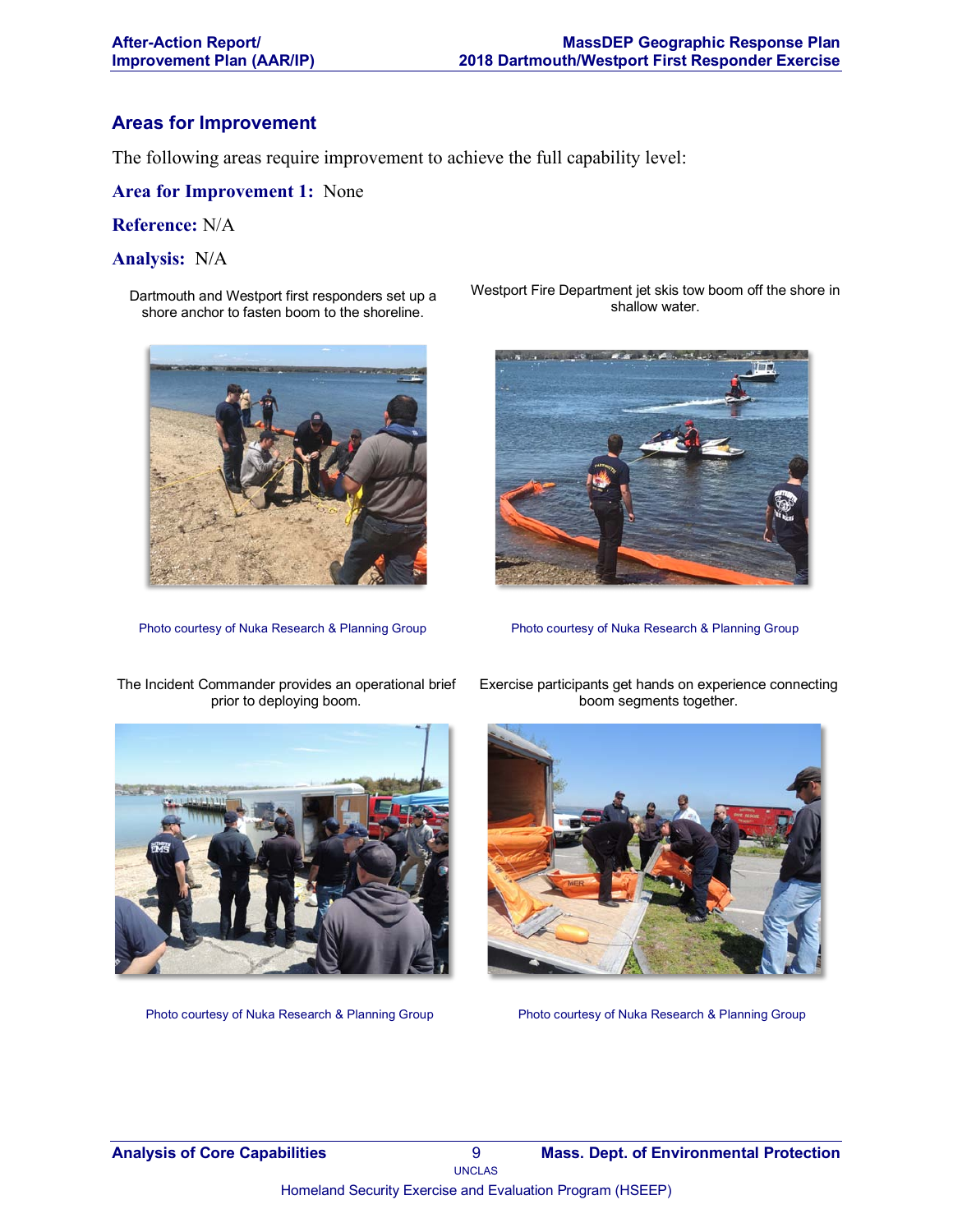## Areas for Improvement

The following areas require improvement to achieve the full capability level:

**Area for Improvement 1:** None

**Reference:** N/A

**Analysis:** N/A

Dartmouth and Westport first responders set up a shore anchor to fasten boom to the shoreline.

Photo courtesy of Nuka Research & Planning Group

Westport Fire Department jet skis tow boom off the shore in shallow water.

Photo courtesy of Nuka Research & Planning Group

The Incident Commander provides an operational brief prior to deploying boom.

Photo courtesy of Nuka Research & Planning Group

Exercise participants get hands on experience connecting boom segments together.

Photo courtesy of Nuka Research & Planning Group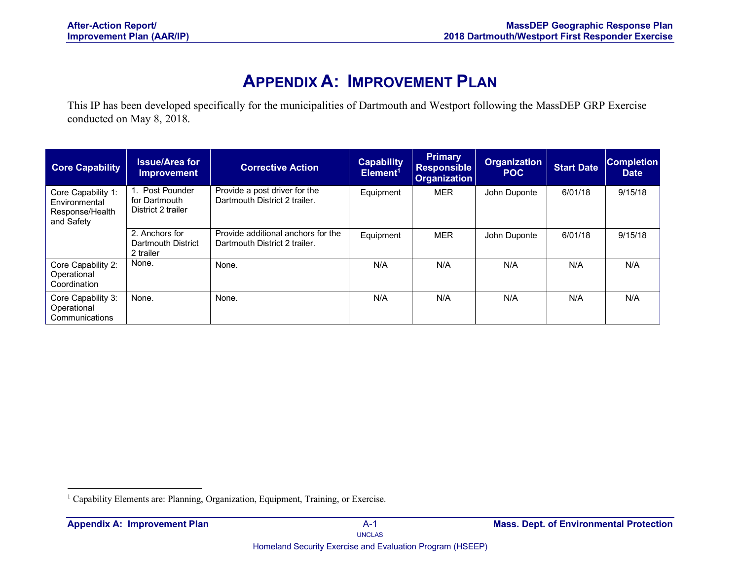# Appendix A: Improvement Plan

This IP has been developed specifically for the municipalities of Dartmouth and Westport following the MassDEP GRP Exercise conducted on May 8, 2018.

| Core Capability | Issue/Area for Improvement | Corrective Action | Capability Element[1] | Primary Responsible Organization | Organization POC | Start Date | Completion Date |
|---|---|---|---|---|---|---|---|
| Core Capability 1: Environmental Response/Health and Safety | 1. Post Pounder for Dartmouth District 2 trailer | Provide a post driver for the Dartmouth District 2 trailer. | Equipment | MER | John Duponte | 6/01/18 | 9/15/18 |
| | 2. Anchors for Dartmouth District 2 trailer | Provide additional anchors for the Dartmouth District 2 trailer. | Equipment | MER | John Duponte | 6/01/18 | 9/15/18 |
| Core Capability 2: Operational Coordination | None. | None. | N/A | N/A | N/A | N/A | N/A |
| Core Capability 3: Operational Communications | None. | None. | N/A | N/A | N/A | N/A | N/A |

[1] Capability Elements are: Planning, Organization, Equipment, Training, or Exercise.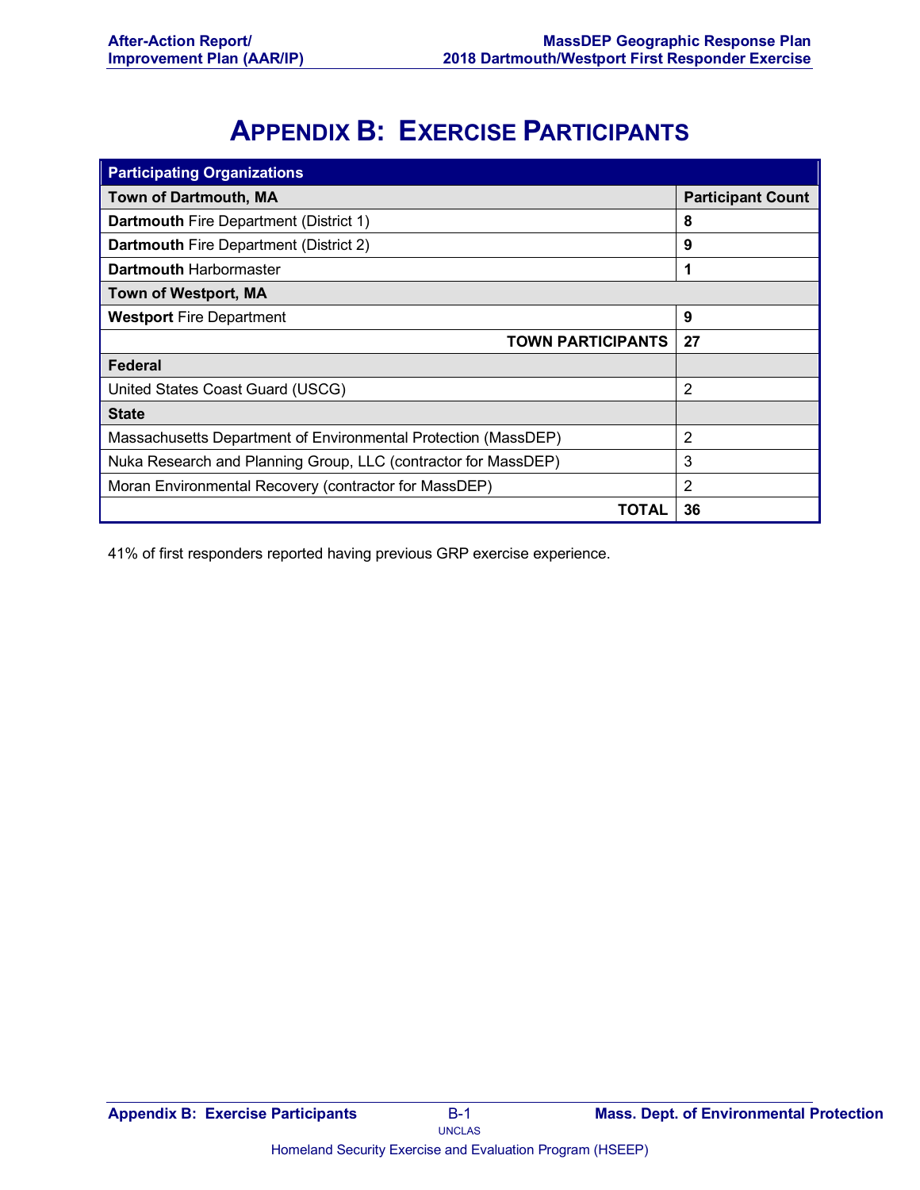# APPENDIX B: EXERCISE PARTICIPANTS

| Participating Organizations | |
|---|---|
| **Town of Dartmouth, MA** | **Participant Count** |
| **Dartmouth** Fire Department (District 1) | **8** |
| **Dartmouth** Fire Department (District 2) | **9** |
| **Dartmouth** Harbormaster | **1** |
| **Town of Westport, MA** | |
| **Westport** Fire Department | **9** |
| **TOWN PARTICIPANTS** | **27** |
| **Federal** | |
| United States Coast Guard (USCG) | 2 |
| **State** | |
| Massachusetts Department of Environmental Protection (MassDEP) | 2 |
| Nuka Research and Planning Group, LLC (contractor for MassDEP) | 3 |
| Moran Environmental Recovery (contractor for MassDEP) | 2 |
| **TOTAL** | **36** |

41% of first responders reported having previous GRP exercise experience.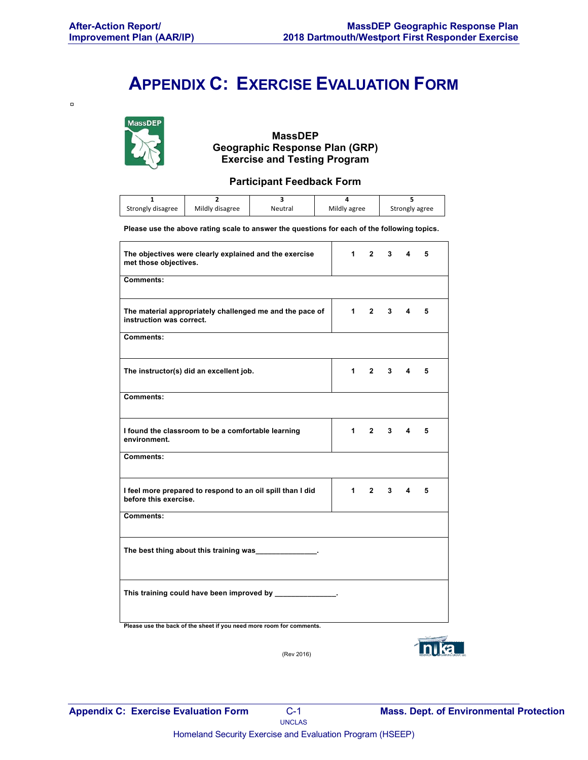# APPENDIX C: EXERCISE EVALUATION FORM

**MassDEP**
**Geographic Response Plan (GRP)**
**Exercise and Testing Program**

**Participant Feedback Form**

| 1 | 2 | 3 | 4 | 5 |
|---|---|---|---|---|
| Strongly disagree | Mildly disagree | Neutral | Mildly agree | Strongly agree |

**Please use the above rating scale to answer the questions for each of the following topics.**

| Topic | Rating |
|---|---|
| **The objectives were clearly explained and the exercise met those objectives.** | **1 2 3 4 5** |
| **Comments:** | |
| **The material appropriately challenged me and the pace of instruction was correct.** | **1 2 3 4 5** |
| **Comments:** | |
| **The instructor(s) did an excellent job.** | **1 2 3 4 5** |
| **Comments:** | |
| **I found the classroom to be a comfortable learning environment.** | **1 2 3 4 5** |
| **Comments:** | |
| **I feel more prepared to respond to an oil spill than I did before this exercise.** | **1 2 3 4 5** |
| **Comments:** | |
| **The best thing about this training was_______________.** | |
| **This training could have been improved by _______________.** | |

**Please use the back of the sheet if you need more room for comments.**

(Rev 2016)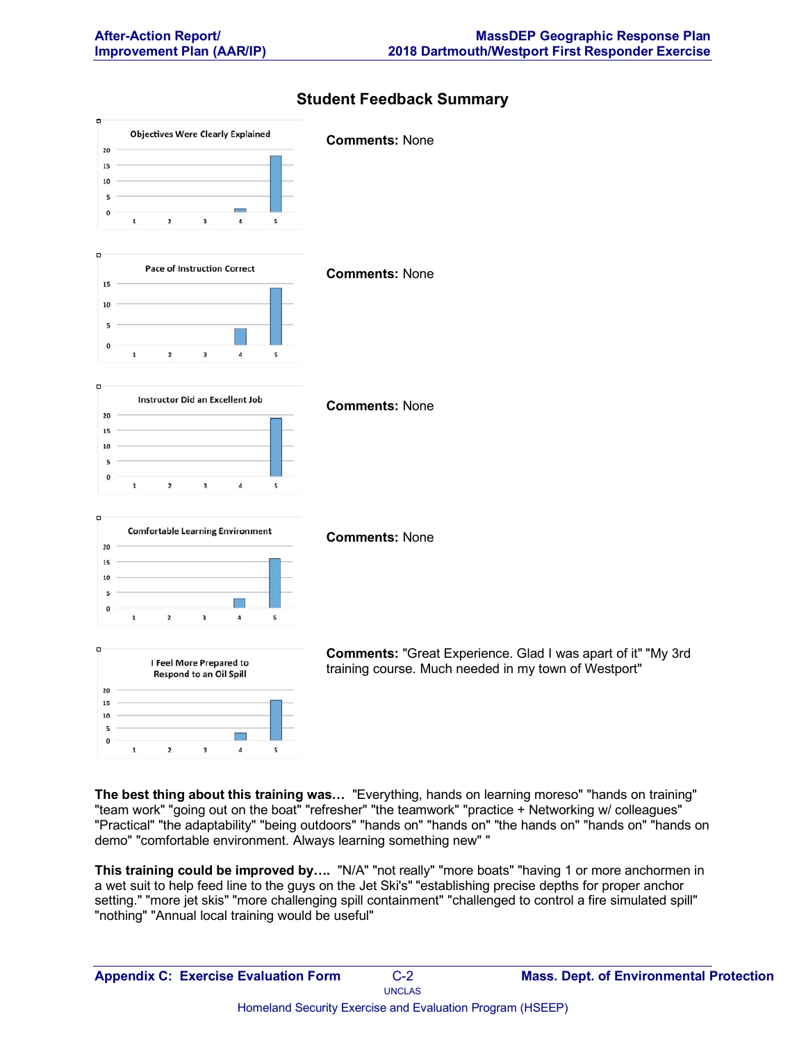## Student Feedback Summary

Objectives Were Clearly Explained

20
15
10
5
0
1 2 3 4 5

**Comments:** None

Pace of Instruction Correct

15
10
5
0
1 2 3 4 5

**Comments:** None

Instructor Did an Excellent Job

20
15
10
5
0
1 2 3 4 5

**Comments:** None

Comfortable Learning Environment

20
15
10
5
0
1 2 3 4 5

**Comments:** None

I Feel More Prepared to Respond to an Oil Spill

20
15
10
5
0
1 2 3 4 5

**Comments:** "Great Experience. Glad I was apart of it" "My 3rd training course. Much needed in my town of Westport"

**The best thing about this training was…** "Everything, hands on learning moreso" "hands on training" "team work" "going out on the boat" "refresher" "the teamwork" "practice + Networking w/ colleagues" "Practical" "the adaptability" "being outdoors" "hands on" "hands on" "the hands on" "hands on" "hands on demo" "comfortable environment. Always learning something new" "

**This training could be improved by….** "N/A" "not really" "more boats" "having 1 or more anchormen in a wet suit to help feed line to the guys on the Jet Ski's" "establishing precise depths for proper anchor setting." "more jet skis" "more challenging spill containment" "challenged to control a fire simulated spill" "nothing" "Annual local training would be useful"